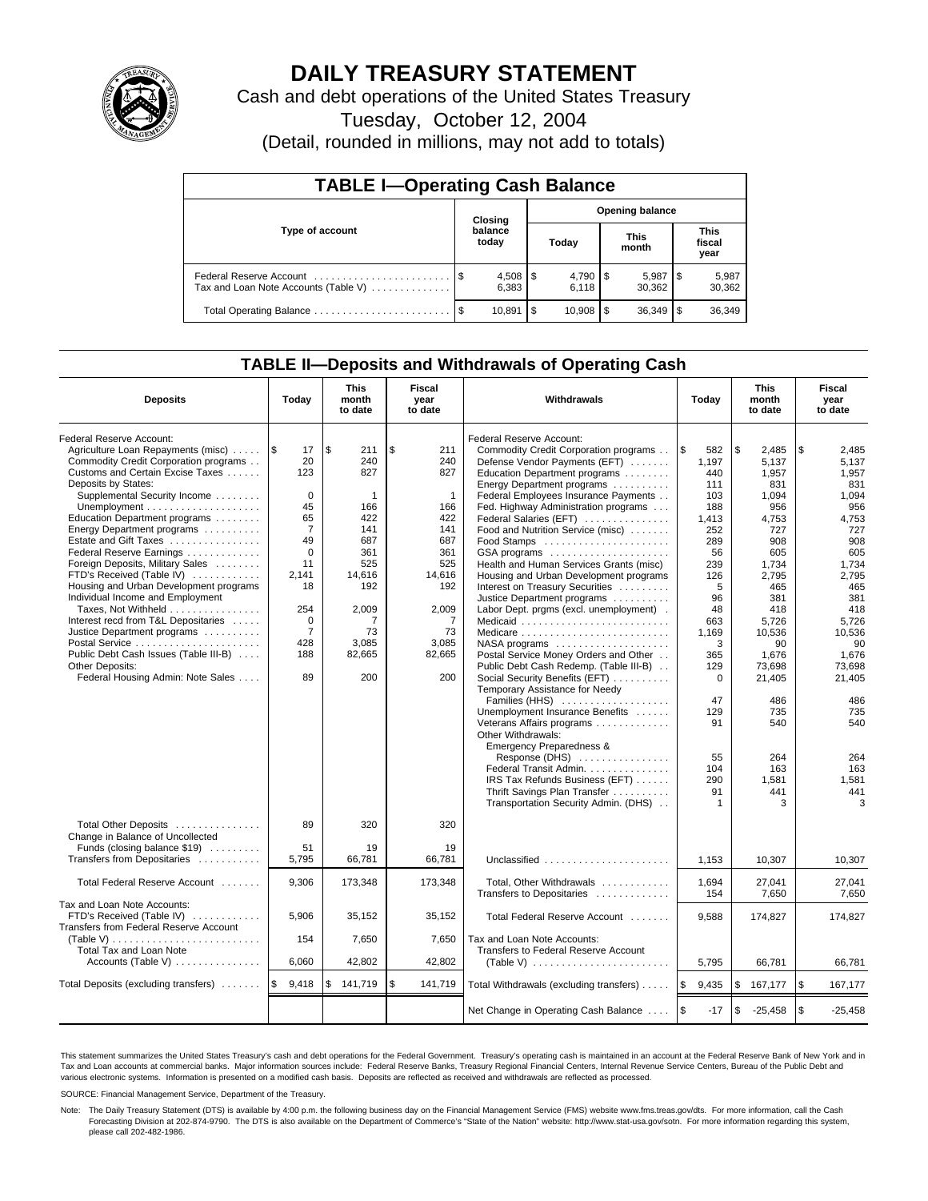# DAILY TREASURY STATEMENT

Cash and debt operations of the United States Treasury

Tuesday, October 12, 2004

(Detail, rounded in millions, may not add to totals)

## TABLE I—Operating Cash Balance

| Type of account | Closing balance today | Opening balance Today | This month | This fiscal year |
|---|---|---|---|---|
| Federal Reserve Account | $ 4,508 | $ 4,790 | $ 5,987 | $ 5,987 |
| Tax and Loan Note Accounts (Table V) | 6,383 | 6,118 | 30,362 | 30,362 |
| Total Operating Balance | $ 10,891 | $ 10,908 | $ 36,349 | $ 36,349 |

## TABLE II—Deposits and Withdrawals of Operating Cash

| Deposits | Today | This month to date | Fiscal year to date | Withdrawals | Today | This month to date | Fiscal year to date |
|---|---|---|---|---|---|---|---|
| Federal Reserve Account: | | | | Federal Reserve Account: | | | |
| Agriculture Loan Repayments (misc) | $ 17 | $ 211 | $ 211 | Commodity Credit Corporation programs | $ 582 | $ 2,485 | $ 2,485 |
| Commodity Credit Corporation programs | 20 | 240 | 240 | Defense Vendor Payments (EFT) | 1,197 | 5,137 | 5,137 |
| Customs and Certain Excise Taxes | 123 | 827 | 827 | Education Department programs | 440 | 1,957 | 1,957 |
| Deposits by States: | | | | Energy Department programs | 111 | 831 | 831 |
| Supplemental Security Income | 0 | 1 | 1 | Federal Employees Insurance Payments | 103 | 1,094 | 1,094 |
| Unemployment | 45 | 166 | 166 | Fed. Highway Administration programs | 188 | 956 | 956 |
| Education Department programs | 65 | 422 | 422 | Federal Salaries (EFT) | 1,413 | 4,753 | 4,753 |
| Energy Department programs | 7 | 141 | 141 | Food and Nutrition Service (misc) | 252 | 727 | 727 |
| Estate and Gift Taxes | 49 | 687 | 687 | Food Stamps | 289 | 908 | 908 |
| Federal Reserve Earnings | 0 | 361 | 361 | GSA programs | 56 | 605 | 605 |
| Foreign Deposits, Military Sales | 11 | 525 | 525 | Health and Human Services Grants (misc) | 239 | 1,734 | 1,734 |
| FTD's Received (Table IV) | 2,141 | 14,616 | 14,616 | Housing and Urban Development programs | 126 | 2,795 | 2,795 |
| Housing and Urban Development programs | 18 | 192 | 192 | Interest on Treasury Securities | 5 | 465 | 465 |
| Individual Income and Employment | | | | Justice Department programs | 96 | 381 | 381 |
| Taxes, Not Withheld | 254 | 2,009 | 2,009 | Labor Dept. prgms (excl. unemployment) | 48 | 418 | 418 |
| Interest recd from T&L Depositaries | 0 | 7 | 7 | Medicaid | 663 | 5,726 | 5,726 |
| Justice Department programs | 7 | 73 | 73 | Medicare | 1,169 | 10,536 | 10,536 |
| Postal Service | 428 | 3,085 | 3,085 | NASA programs | 3 | 90 | 90 |
| Public Debt Cash Issues (Table III-B) | 188 | 82,665 | 82,665 | Postal Service Money Orders and Other | 365 | 1,676 | 1,676 |
| Other Deposits: | | | | Public Debt Cash Redemp. (Table III-B) | 129 | 73,698 | 73,698 |
| Federal Housing Admin: Note Sales | 89 | 200 | 200 | Social Security Benefits (EFT) | 0 | 21,405 | 21,405 |
| | | | | Temporary Assistance for Needy Families (HHS) | 47 | 486 | 486 |
| | | | | Unemployment Insurance Benefits | 129 | 735 | 735 |
| | | | | Veterans Affairs programs | 91 | 540 | 540 |
| | | | | Other Withdrawals: | | | |
| | | | | Emergency Preparedness & Response (DHS) | 55 | 264 | 264 |
| | | | | Federal Transit Admin. | 104 | 163 | 163 |
| | | | | IRS Tax Refunds Business (EFT) | 290 | 1,581 | 1,581 |
| | | | | Thrift Savings Plan Transfer | 91 | 441 | 441 |
| | | | | Transportation Security Admin. (DHS) | 1 | 3 | 3 |
| Total Other Deposits | 89 | 320 | 320 | | | | |
| Change in Balance of Uncollected Funds (closing balance $19) | 51 | 19 | 19 | | | | |
| Transfers from Depositaries | 5,795 | 66,781 | 66,781 | Unclassified | 1,153 | 10,307 | 10,307 |
| Total Federal Reserve Account | 9,306 | 173,348 | 173,348 | Total, Other Withdrawals | 1,694 | 27,041 | 27,041 |
| | | | | Transfers to Depositaries | 154 | 7,650 | 7,650 |
| Tax and Loan Note Accounts: | | | | | | | |
| FTD's Received (Table IV) | 5,906 | 35,152 | 35,152 | Total Federal Reserve Account | 9,588 | 174,827 | 174,827 |
| Transfers from Federal Reserve Account (Table V) | 154 | 7,650 | 7,650 | Tax and Loan Note Accounts: | | | |
| Total Tax and Loan Note Accounts (Table V) | 6,060 | 42,802 | 42,802 | Transfers to Federal Reserve Account (Table V) | 5,795 | 66,781 | 66,781 |
| Total Deposits (excluding transfers) | $ 9,418 | $ 141,719 | $ 141,719 | Total Withdrawals (excluding transfers) | $ 9,435 | $ 167,177 | $ 167,177 |
| | | | | Net Change in Operating Cash Balance | $ -17 | $ -25,458 | $ -25,458 |

This statement summarizes the United States Treasury's cash and debt operations for the Federal Government. Treasury's operating cash is maintained in an account at the Federal Reserve Bank of New York and in Tax and Loan accounts at commercial banks. Major information sources include: Federal Reserve Banks, Treasury Regional Financial Centers, Internal Revenue Service Centers, Bureau of the Public Debt and various electronic systems. Information is presented on a modified cash basis. Deposits are reflected as received and withdrawals are reflected as processed.

SOURCE: Financial Management Service, Department of the Treasury.

Note: The Daily Treasury Statement (DTS) is available by 4:00 p.m. the following business day on the Financial Management Service (FMS) website www.fms.treas.gov/dts. For more information, call the Cash Forecasting Division at 202-874-9790. The DTS is also available on the Department of Commerce's "State of the Nation" website: http://www.stat-usa.gov/sotn. For more information regarding this system, please call 202-482-1986.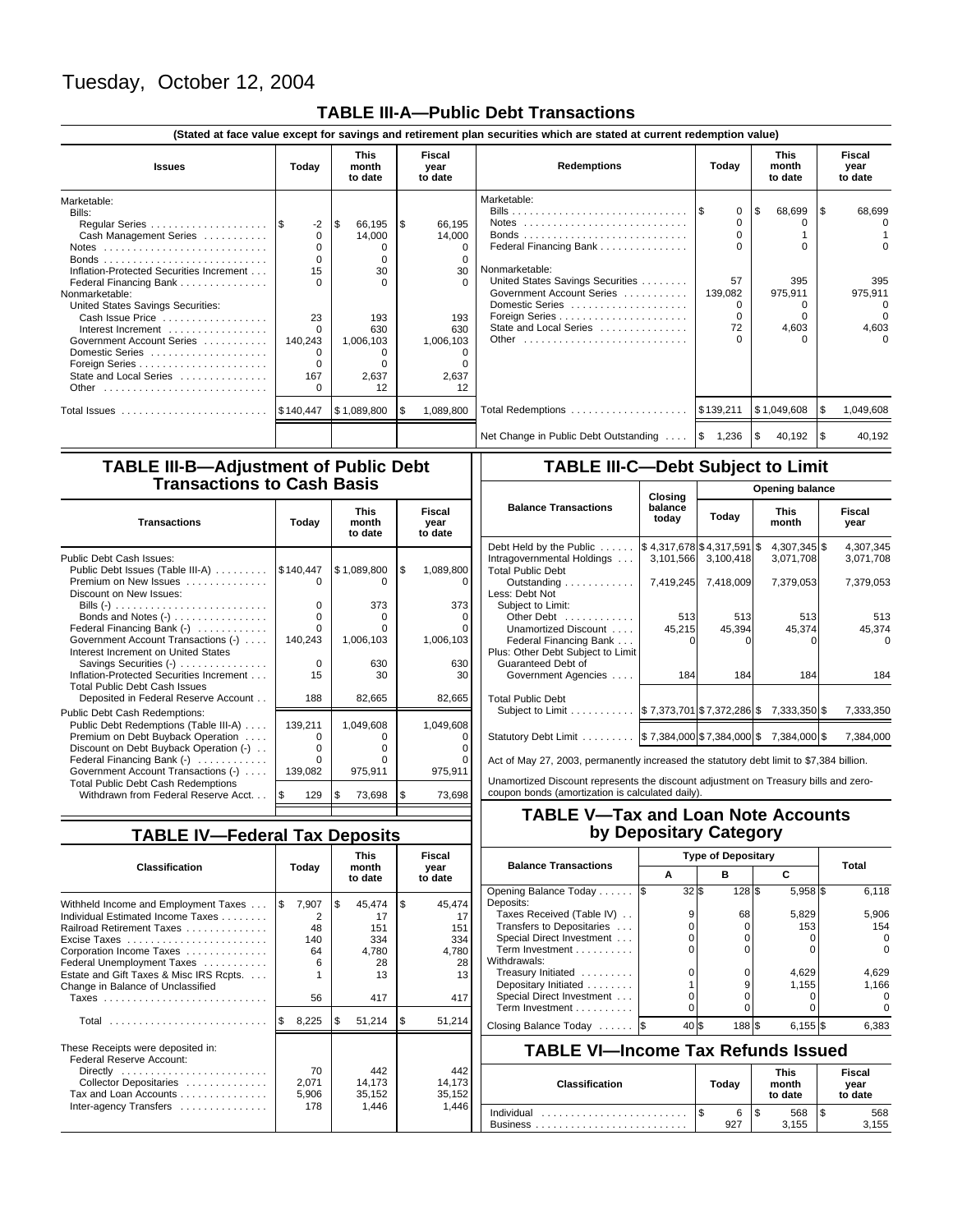Tuesday, October 12, 2004

## TABLE III-A—Public Debt Transactions

(Stated at face value except for savings and retirement plan securities which are stated at current redemption value)

| Issues | Today | This month to date | Fiscal year to date | Redemptions | Today | This month to date | Fiscal year to date |
|---|---|---|---|---|---|---|---|
| Marketable: | | | | Marketable: | | | |
| Bills: | | | | Bills | $ 0 | $ 68,699 | $ 68,699 |
| Regular Series | $ -2 | $ 66,195 | $ 66,195 | Notes | 0 | 0 | 0 |
| Cash Management Series | 0 | 14,000 | 14,000 | Bonds | 0 | 1 | 1 |
| Notes | 0 | 0 | 0 | Federal Financing Bank | 0 | 0 | 0 |
| Bonds | 0 | 0 | 0 | | | | |
| Inflation-Protected Securities Increment | 15 | 30 | 30 | Nonmarketable: | | | |
| Federal Financing Bank | 0 | 0 | 0 | United States Savings Securities | 57 | 395 | 395 |
| Nonmarketable: | | | | Government Account Series | 139,082 | 975,911 | 975,911 |
| United States Savings Securities: | | | | Domestic Series | 0 | 0 | 0 |
| Cash Issue Price | 23 | 193 | 193 | Foreign Series | 0 | 0 | 0 |
| Interest Increment | 0 | 630 | 630 | State and Local Series | 72 | 4,603 | 4,603 |
| Government Account Series | 140,243 | 1,006,103 | 1,006,103 | Other | 0 | 0 | 0 |
| Domestic Series | 0 | 0 | 0 | | | | |
| Foreign Series | 0 | 0 | 0 | | | | |
| State and Local Series | 167 | 2,637 | 2,637 | | | | |
| Other | 0 | 12 | 12 | | | | |
| Total Issues | $140,447 | $1,089,800 | $ 1,089,800 | Total Redemptions | $139,211 | $1,049,608 | $ 1,049,608 |
| | | | | Net Change in Public Debt Outstanding | $ 1,236 | $ 40,192 | $ 40,192 |

## TABLE III-B—Adjustment of Public Debt Transactions to Cash Basis

| Transactions | Today | This month to date | Fiscal year to date |
|---|---|---|---|
| Public Debt Cash Issues: | | | |
| Public Debt Issues (Table III-A) | $140,447 | $1,089,800 | $ 1,089,800 |
| Premium on New Issues | 0 | 0 | 0 |
| Discount on New Issues: | | | |
| Bills (-) | 0 | 373 | 373 |
| Bonds and Notes (-) | 0 | 0 | 0 |
| Federal Financing Bank (-) | 0 | 0 | 0 |
| Government Account Transactions (-) | 140,243 | 1,006,103 | 1,006,103 |
| Interest Increment on United States Savings Securities (-) | 0 | 630 | 630 |
| Inflation-Protected Securities Increment | 15 | 30 | 30 |
| Total Public Debt Cash Issues Deposited in Federal Reserve Account | 188 | 82,665 | 82,665 |
| Public Debt Cash Redemptions: | | | |
| Public Debt Redemptions (Table III-A) | 139,211 | 1,049,608 | 1,049,608 |
| Premium on Debt Buyback Operation | 0 | 0 | 0 |
| Discount on Debt Buyback Operation (-) | 0 | 0 | 0 |
| Federal Financing Bank (-) | 0 | 0 | 0 |
| Government Account Transactions (-) | 139,082 | 975,911 | 975,911 |
| Total Public Debt Cash Redemptions Withdrawn from Federal Reserve Acct. | $ 129 | $ 73,698 | $ 73,698 |

## TABLE III-C—Debt Subject to Limit

| Balance Transactions | Closing balance today | Opening balance Today | Opening balance This month | Opening balance Fiscal year |
|---|---|---|---|---|
| Debt Held by the Public | $ 4,317,678 | $ 4,317,591 | $ 4,307,345 | $ 4,307,345 |
| Intragovernmental Holdings | 3,101,566 | 3,100,418 | 3,071,708 | 3,071,708 |
| Total Public Debt Outstanding | 7,419,245 | 7,418,009 | 7,379,053 | 7,379,053 |
| Less: Debt Not Subject to Limit: | | | | |
| Other Debt | 513 | 513 | 513 | 513 |
| Unamortized Discount | 45,215 | 45,394 | 45,374 | 45,374 |
| Federal Financing Bank | 0 | 0 | 0 | 0 |
| Plus: Other Debt Subject to Limit Guaranteed Debt of Government Agencies | 184 | 184 | 184 | 184 |
| Total Public Debt Subject to Limit | $ 7,373,701 | $ 7,372,286 | $ 7,333,350 | $ 7,333,350 |
| Statutory Debt Limit | $ 7,384,000 | $ 7,384,000 | $ 7,384,000 | $ 7,384,000 |

Act of May 27, 2003, permanently increased the statutory debt limit to $7,384 billion.

Unamortized Discount represents the discount adjustment on Treasury bills and zero-coupon bonds (amortization is calculated daily).

## TABLE IV—Federal Tax Deposits

| Classification | Today | This month to date | Fiscal year to date |
|---|---|---|---|
| Withheld Income and Employment Taxes | $ 7,907 | $ 45,474 | $ 45,474 |
| Individual Estimated Income Taxes | 2 | 17 | 17 |
| Railroad Retirement Taxes | 48 | 151 | 151 |
| Excise Taxes | 140 | 334 | 334 |
| Corporation Income Taxes | 64 | 4,780 | 4,780 |
| Federal Unemployment Taxes | 6 | 28 | 28 |
| Estate and Gift Taxes & Misc IRS Rcpts. | 1 | 13 | 13 |
| Change in Balance of Unclassified Taxes | 56 | 417 | 417 |
| Total | $ 8,225 | $ 51,214 | $ 51,214 |
| These Receipts were deposited in: | | | |
| Federal Reserve Account: | | | |
| Directly | 70 | 442 | 442 |
| Collector Depositaries | 2,071 | 14,173 | 14,173 |
| Tax and Loan Accounts | 5,906 | 35,152 | 35,152 |
| Inter-agency Transfers | 178 | 1,446 | 1,446 |

## TABLE V—Tax and Loan Note Accounts by Depositary Category

| Balance Transactions | Type of Depositary A | B | C | Total |
|---|---|---|---|---|
| Opening Balance Today | $ 32 | $ 128 | $ 5,958 | $ 6,118 |
| Deposits: | | | | |
| Taxes Received (Table IV) | 9 | 68 | 5,829 | 5,906 |
| Transfers to Depositaries | 0 | 0 | 153 | 154 |
| Special Direct Investment | 0 | 0 | 0 | 0 |
| Term Investment | 0 | 0 | 0 | 0 |
| Withdrawals: | | | | |
| Treasury Initiated | 0 | 0 | 4,629 | 4,629 |
| Depositary Initiated | 1 | 9 | 1,155 | 1,166 |
| Special Direct Investment | 0 | 0 | 0 | 0 |
| Term Investment | 0 | 0 | 0 | 0 |
| Closing Balance Today | $ 40 | $ 188 | $ 6,155 | $ 6,383 |

## TABLE VI—Income Tax Refunds Issued

| Classification | Today | This month to date | Fiscal year to date |
|---|---|---|---|
| Individual | $ 6 | $ 568 | $ 568 |
| Business | 927 | 3,155 | 3,155 |